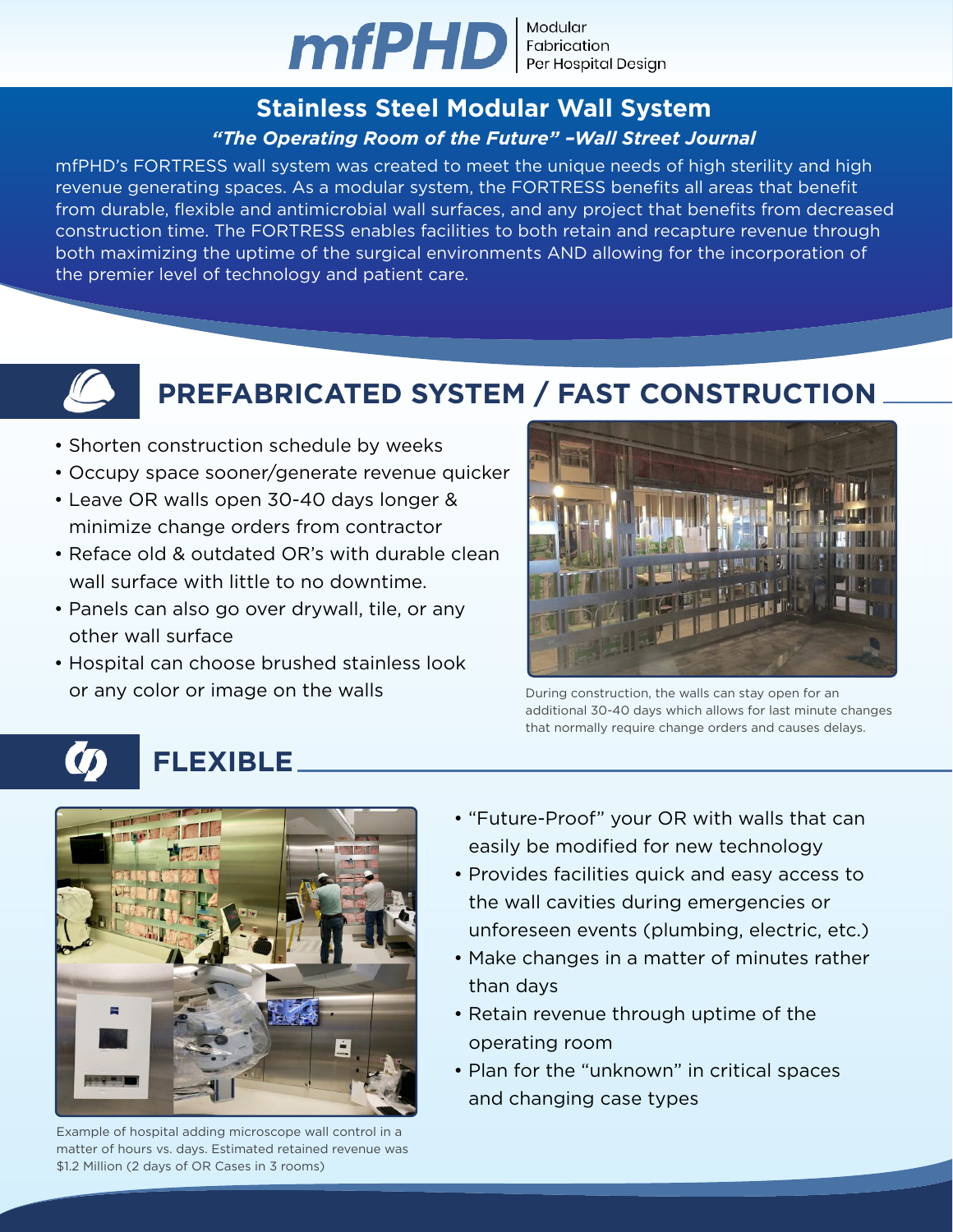# mfPHD

Modular Fabrication Per Hospital Design

## Stainless Steel Modular Wall System

***"The Operating Room of the Future" –Wall Street Journal***

mfPHD's FORTRESS wall system was created to meet the unique needs of high sterility and high revenue generating spaces. As a modular system, the FORTRESS benefits all areas that benefit from durable, flexible and antimicrobial wall surfaces, and any project that benefits from decreased construction time. The FORTRESS enables facilities to both retain and recapture revenue through both maximizing the uptime of the surgical environments AND allowing for the incorporation of the premier level of technology and patient care.

## PREFABRICATED SYSTEM / FAST CONSTRUCTION

- Shorten construction schedule by weeks
- Occupy space sooner/generate revenue quicker
- Leave OR walls open 30-40 days longer & minimize change orders from contractor
- Reface old & outdated OR's with durable clean wall surface with little to no downtime.
- Panels can also go over drywall, tile, or any other wall surface
- Hospital can choose brushed stainless look or any color or image on the walls

During construction, the walls can stay open for an additional 30-40 days which allows for last minute changes that normally require change orders and causes delays.

## FLEXIBLE

- "Future-Proof" your OR with walls that can easily be modified for new technology
- Provides facilities quick and easy access to the wall cavities during emergencies or unforeseen events (plumbing, electric, etc.)
- Make changes in a matter of minutes rather than days
- Retain revenue through uptime of the operating room
- Plan for the "unknown" in critical spaces and changing case types

Example of hospital adding microscope wall control in a matter of hours vs. days. Estimated retained revenue was $1.2 Million (2 days of OR Cases in 3 rooms)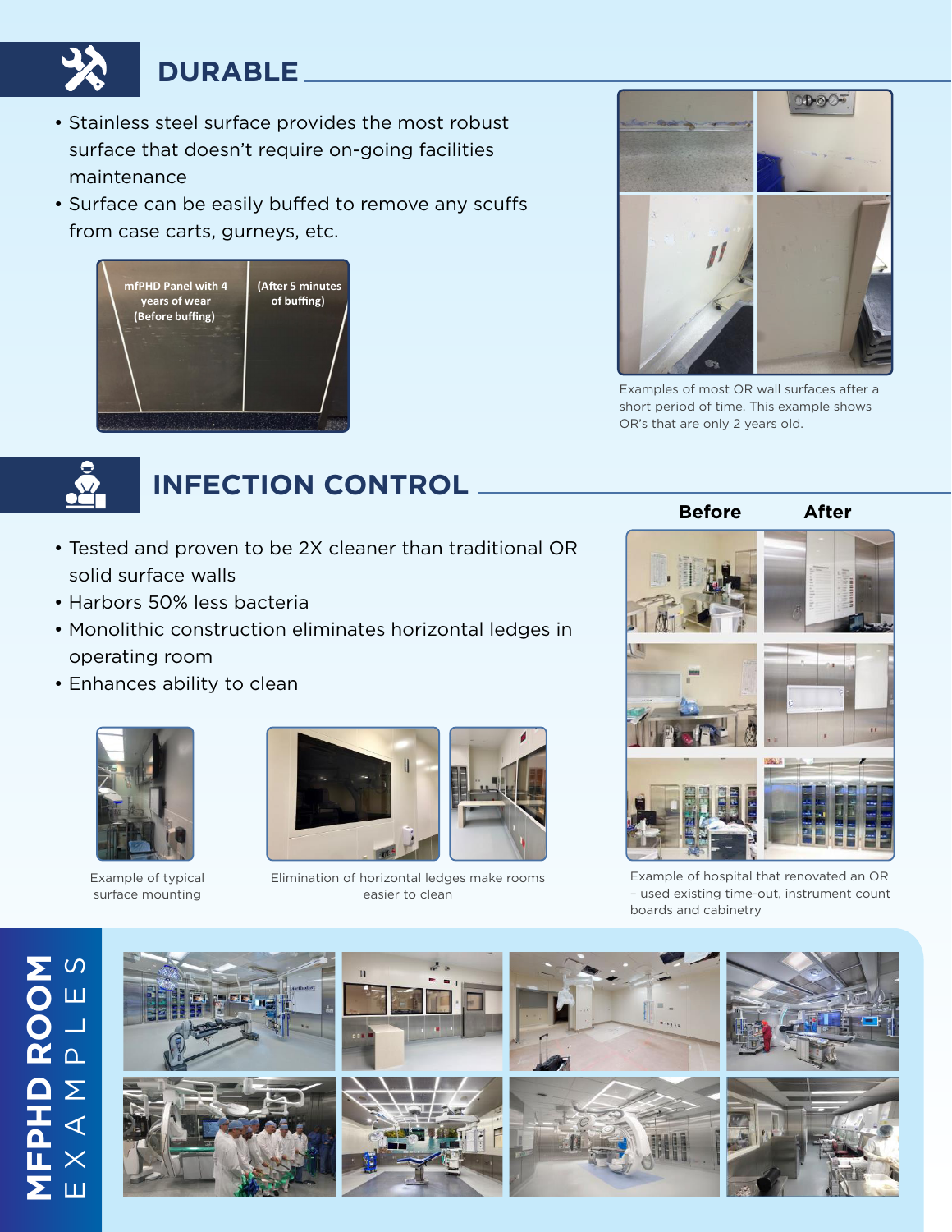## DURABLE

- Stainless steel surface provides the most robust surface that doesn't require on-going facilities maintenance
- Surface can be easily buffed to remove any scuffs from case carts, gurneys, etc.

mfPHD Panel with 4 years of wear (Before buffing)

(After 5 minutes of buffing)

Examples of most OR wall surfaces after a short period of time. This example shows OR's that are only 2 years old.

## INFECTION CONTROL

- Tested and proven to be 2X cleaner than traditional OR solid surface walls
- Harbors 50% less bacteria
- Monolithic construction eliminates horizontal ledges in operating room
- Enhances ability to clean

Example of typical surface mounting

Elimination of horizontal ledges make rooms easier to clean

Before

After

Example of hospital that renovated an OR – used existing time-out, instrument count boards and cabinetry

## MFPHD ROOM EXAMPLES